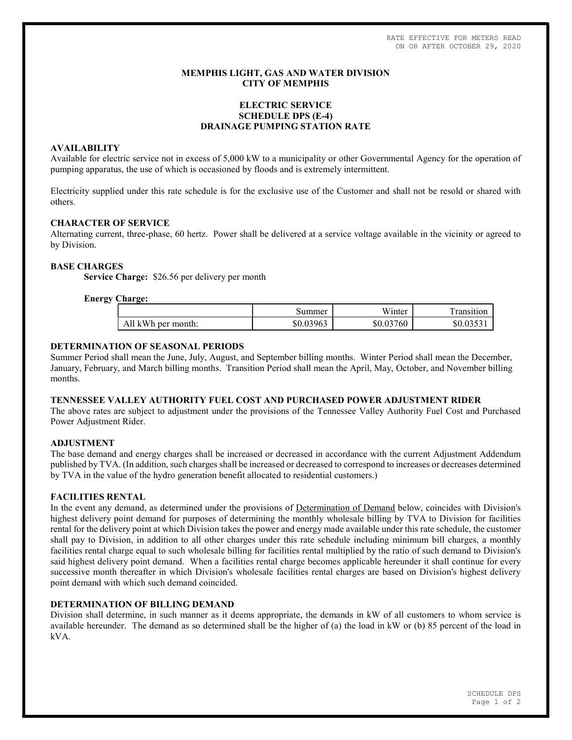RATE EFFECTIVE FOR METERS READ
ON OR AFTER OCTOBER 29, 2020

**MEMPHIS LIGHT, GAS AND WATER DIVISION**
**CITY OF MEMPHIS**

**ELECTRIC SERVICE**
**SCHEDULE DPS (E-4)**
**DRAINAGE PUMPING STATION RATE**

## AVAILABILITY

Available for electric service not in excess of 5,000 kW to a municipality or other Governmental Agency for the operation of pumping apparatus, the use of which is occasioned by floods and is extremely intermittent.

Electricity supplied under this rate schedule is for the exclusive use of the Customer and shall not be resold or shared with others.

## CHARACTER OF SERVICE

Alternating current, three-phase, 60 hertz. Power shall be delivered at a service voltage available in the vicinity or agreed to by Division.

## BASE CHARGES

**Service Charge:** $26.56 per delivery per month

**Energy Charge:**

| | Summer | Winter | Transition |
|---|---|---|---|
| All kWh per month: | $0.03963 | $0.03760 | $0.03531 |

## DETERMINATION OF SEASONAL PERIODS

Summer Period shall mean the June, July, August, and September billing months. Winter Period shall mean the December, January, February, and March billing months. Transition Period shall mean the April, May, October, and November billing months.

## TENNESSEE VALLEY AUTHORITY FUEL COST AND PURCHASED POWER ADJUSTMENT RIDER

The above rates are subject to adjustment under the provisions of the Tennessee Valley Authority Fuel Cost and Purchased Power Adjustment Rider.

## ADJUSTMENT

The base demand and energy charges shall be increased or decreased in accordance with the current Adjustment Addendum published by TVA. (In addition, such charges shall be increased or decreased to correspond to increases or decreases determined by TVA in the value of the hydro generation benefit allocated to residential customers.)

## FACILITIES RENTAL

In the event any demand, as determined under the provisions of Determination of Demand below, coincides with Division's highest delivery point demand for purposes of determining the monthly wholesale billing by TVA to Division for facilities rental for the delivery point at which Division takes the power and energy made available under this rate schedule, the customer shall pay to Division, in addition to all other charges under this rate schedule including minimum bill charges, a monthly facilities rental charge equal to such wholesale billing for facilities rental multiplied by the ratio of such demand to Division's said highest delivery point demand. When a facilities rental charge becomes applicable hereunder it shall continue for every successive month thereafter in which Division's wholesale facilities rental charges are based on Division's highest delivery point demand with which such demand coincided.

## DETERMINATION OF BILLING DEMAND

Division shall determine, in such manner as it deems appropriate, the demands in kW of all customers to whom service is available hereunder. The demand as so determined shall be the higher of (a) the load in kW or (b) 85 percent of the load in kVA.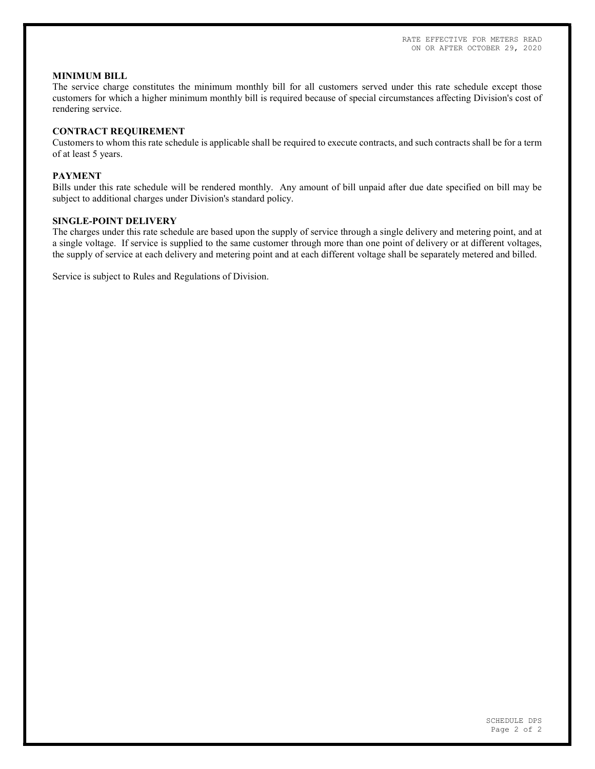**MINIMUM BILL**
The service charge constitutes the minimum monthly bill for all customers served under this rate schedule except those customers for which a higher minimum monthly bill is required because of special circumstances affecting Division's cost of rendering service.

**CONTRACT REQUIREMENT**
Customers to whom this rate schedule is applicable shall be required to execute contracts, and such contracts shall be for a term of at least 5 years.

**PAYMENT**
Bills under this rate schedule will be rendered monthly. Any amount of bill unpaid after due date specified on bill may be subject to additional charges under Division's standard policy.

**SINGLE-POINT DELIVERY**
The charges under this rate schedule are based upon the supply of service through a single delivery and metering point, and at a single voltage. If service is supplied to the same customer through more than one point of delivery or at different voltages, the supply of service at each delivery and metering point and at each different voltage shall be separately metered and billed.

Service is subject to Rules and Regulations of Division.